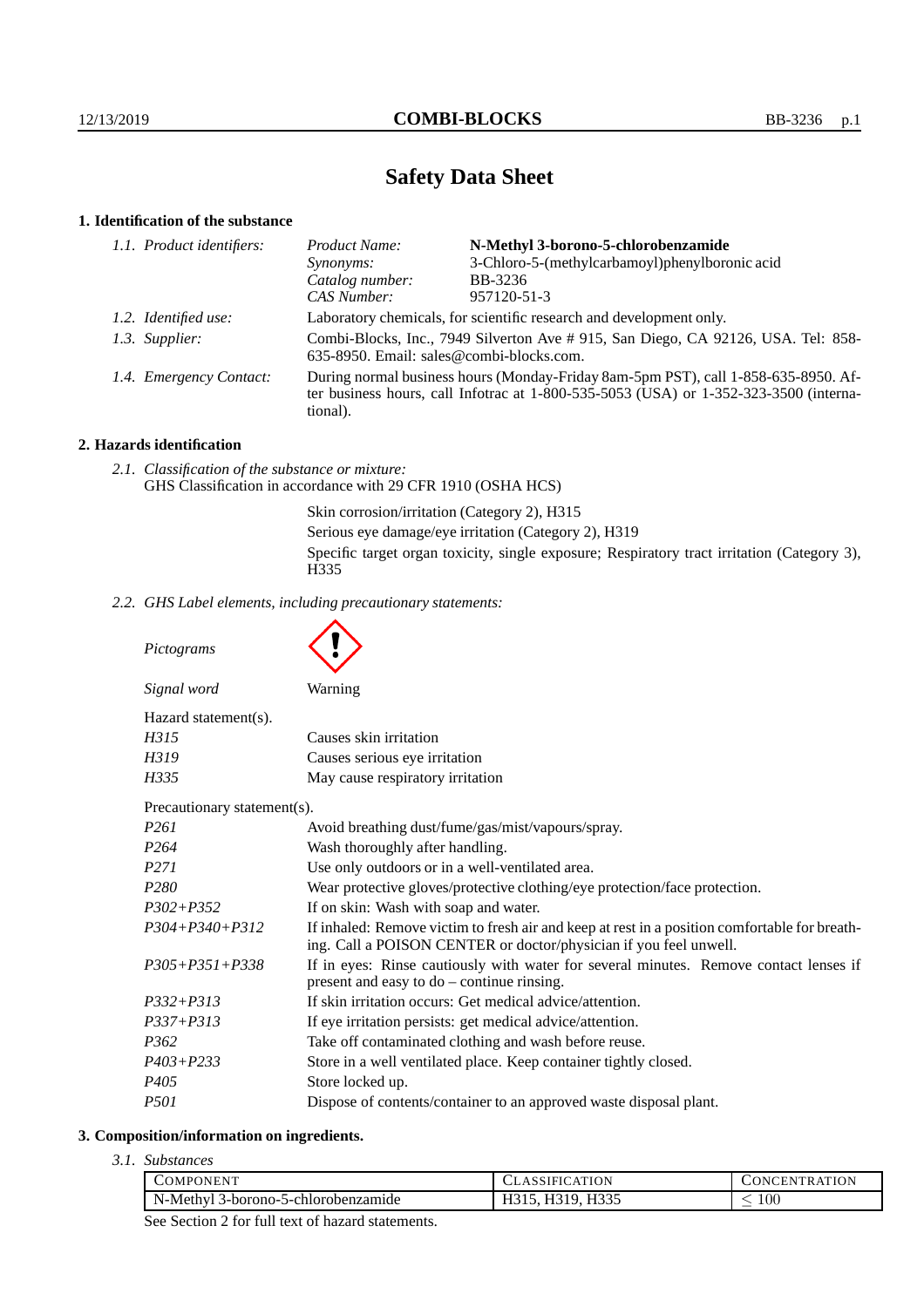# Safety Data Sheet

## 1. Identification of the substance

*1.1. Product identifiers:*

| | |
|---|---|
| *Product Name:* | **N-Methyl 3-borono-5-chlorobenzamide** |
| *Synonyms:* | 3-Chloro-5-(methylcarbamoyl)phenylboronic acid |
| *Catalog number:* | BB-3236 |
| *CAS Number:* | 957120-51-3 |

*1.2. Identified use:* Laboratory chemicals, for scientific research and development only.

*1.3. Supplier:* Combi-Blocks, Inc., 7949 Silverton Ave # 915, San Diego, CA 92126, USA. Tel: 858-635-8950. Email: sales@combi-blocks.com.

*1.4. Emergency Contact:* During normal business hours (Monday-Friday 8am-5pm PST), call 1-858-635-8950. After business hours, call Infotrac at 1-800-535-5053 (USA) or 1-352-323-3500 (international).

## 2. Hazards identification

*2.1. Classification of the substance or mixture:*
GHS Classification in accordance with 29 CFR 1910 (OSHA HCS)

Skin corrosion/irritation (Category 2), H315
Serious eye damage/eye irritation (Category 2), H319
Specific target organ toxicity, single exposure; Respiratory tract irritation (Category 3), H335

*2.2. GHS Label elements, including precautionary statements:*

*Pictograms*

*Signal word* Warning

Hazard statement(s).

| | |
|---|---|
| *H315* | Causes skin irritation |
| *H319* | Causes serious eye irritation |
| *H335* | May cause respiratory irritation |

Precautionary statement(s).

| | |
|---|---|
| *P261* | Avoid breathing dust/fume/gas/mist/vapours/spray. |
| *P264* | Wash thoroughly after handling. |
| *P271* | Use only outdoors or in a well-ventilated area. |
| *P280* | Wear protective gloves/protective clothing/eye protection/face protection. |
| *P302+P352* | If on skin: Wash with soap and water. |
| *P304+P340+P312* | If inhaled: Remove victim to fresh air and keep at rest in a position comfortable for breathing. Call a POISON CENTER or doctor/physician if you feel unwell. |
| *P305+P351+P338* | If in eyes: Rinse cautiously with water for several minutes. Remove contact lenses if present and easy to do – continue rinsing. |
| *P332+P313* | If skin irritation occurs: Get medical advice/attention. |
| *P337+P313* | If eye irritation persists: get medical advice/attention. |
| *P362* | Take off contaminated clothing and wash before reuse. |
| *P403+P233* | Store in a well ventilated place. Keep container tightly closed. |
| *P405* | Store locked up. |
| *P501* | Dispose of contents/container to an approved waste disposal plant. |

## 3. Composition/information on ingredients.

*3.1. Substances*

| Component | Classification | Concentration |
|---|---|---|
| N-Methyl 3-borono-5-chlorobenzamide | H315, H319, H335 | $\leq 100$ |

See Section 2 for full text of hazard statements.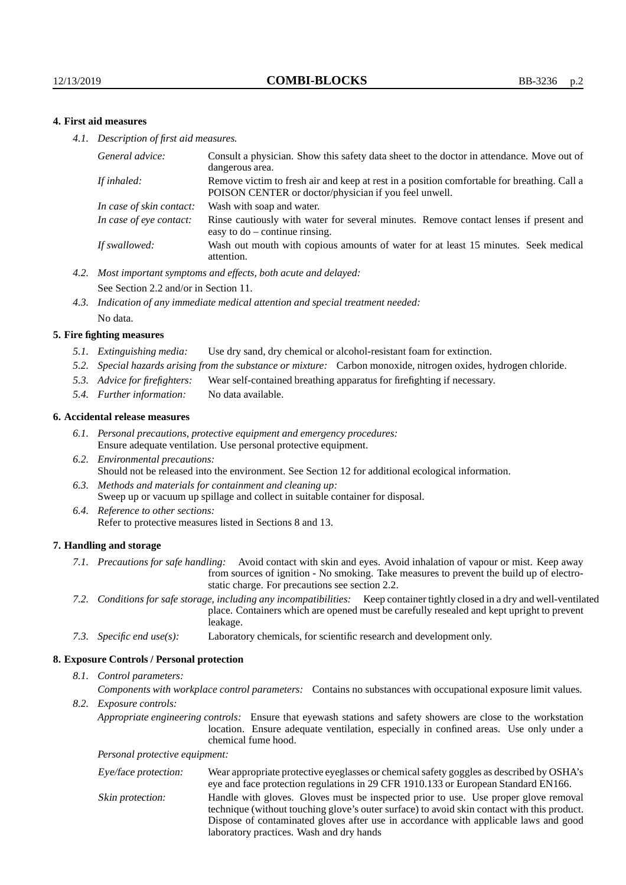## 4. First aid measures

*4.1. Description of first aid measures.*

| | |
|---|---|
| *General advice:* | Consult a physician. Show this safety data sheet to the doctor in attendance. Move out of dangerous area. |
| *If inhaled:* | Remove victim to fresh air and keep at rest in a position comfortable for breathing. Call a POISON CENTER or doctor/physician if you feel unwell. |
| *In case of skin contact:* | Wash with soap and water. |
| *In case of eye contact:* | Rinse cautiously with water for several minutes. Remove contact lenses if present and easy to do – continue rinsing. |
| *If swallowed:* | Wash out mouth with copious amounts of water for at least 15 minutes. Seek medical attention. |

*4.2. Most important symptoms and effects, both acute and delayed:*
See Section 2.2 and/or in Section 11.

*4.3. Indication of any immediate medical attention and special treatment needed:*
No data.

## 5. Fire fighting measures

*5.1. Extinguishing media:* Use dry sand, dry chemical or alcohol-resistant foam for extinction.

*5.2. Special hazards arising from the substance or mixture:* Carbon monoxide, nitrogen oxides, hydrogen chloride.

*5.3. Advice for firefighters:* Wear self-contained breathing apparatus for firefighting if necessary.

*5.4. Further information:* No data available.

## 6. Accidental release measures

*6.1. Personal precautions, protective equipment and emergency procedures:*
Ensure adequate ventilation. Use personal protective equipment.

*6.2. Environmental precautions:*
Should not be released into the environment. See Section 12 for additional ecological information.

*6.3. Methods and materials for containment and cleaning up:*
Sweep up or vacuum up spillage and collect in suitable container for disposal.

*6.4. Reference to other sections:*
Refer to protective measures listed in Sections 8 and 13.

## 7. Handling and storage

*7.1. Precautions for safe handling:* Avoid contact with skin and eyes. Avoid inhalation of vapour or mist. Keep away from sources of ignition - No smoking. Take measures to prevent the build up of electrostatic charge. For precautions see section 2.2.

*7.2. Conditions for safe storage, including any incompatibilities:* Keep container tightly closed in a dry and well-ventilated place. Containers which are opened must be carefully resealed and kept upright to prevent leakage.

*7.3. Specific end use(s):* Laboratory chemicals, for scientific research and development only.

## 8. Exposure Controls / Personal protection

*8.1. Control parameters:*

*Components with workplace control parameters:* Contains no substances with occupational exposure limit values.

*8.2. Exposure controls:*

*Appropriate engineering controls:* Ensure that eyewash stations and safety showers are close to the workstation location. Ensure adequate ventilation, especially in confined areas. Use only under a chemical fume hood.

*Personal protective equipment:*

| | |
|---|---|
| *Eye/face protection:* | Wear appropriate protective eyeglasses or chemical safety goggles as described by OSHA's eye and face protection regulations in 29 CFR 1910.133 or European Standard EN166. |
| *Skin protection:* | Handle with gloves. Gloves must be inspected prior to use. Use proper glove removal technique (without touching glove's outer surface) to avoid skin contact with this product. Dispose of contaminated gloves after use in accordance with applicable laws and good laboratory practices. Wash and dry hands |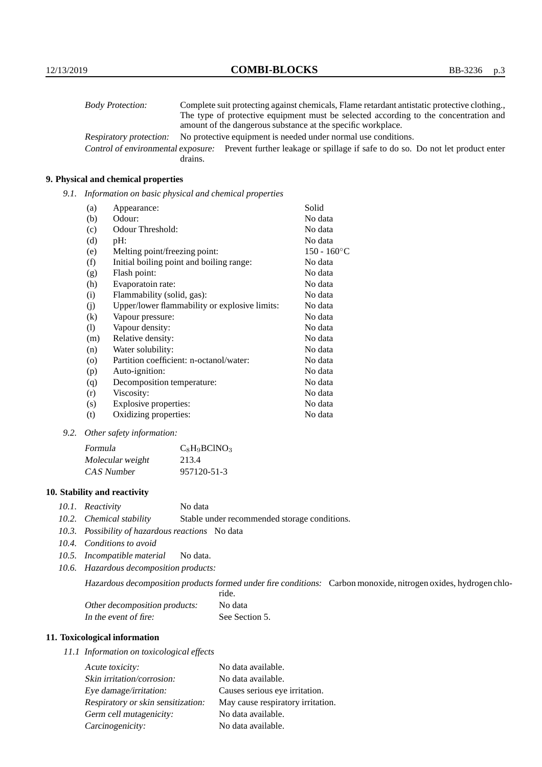*Body Protection:* Complete suit protecting against chemicals, Flame retardant antistatic protective clothing., The type of protective equipment must be selected according to the concentration and amount of the dangerous substance at the specific workplace.

*Respiratory protection:* No protective equipment is needed under normal use conditions.

*Control of environmental exposure:* Prevent further leakage or spillage if safe to do so. Do not let product enter drains.

## 9. Physical and chemical properties

*9.1. Information on basic physical and chemical properties*

| | | |
|---|---|---|
| (a) | Appearance: | Solid |
| (b) | Odour: | No data |
| (c) | Odour Threshold: | No data |
| (d) | pH: | No data |
| (e) | Melting point/freezing point: | 150 - 160°C |
| (f) | Initial boiling point and boiling range: | No data |
| (g) | Flash point: | No data |
| (h) | Evaporatoin rate: | No data |
| (i) | Flammability (solid, gas): | No data |
| (j) | Upper/lower flammability or explosive limits: | No data |
| (k) | Vapour pressure: | No data |
| (l) | Vapour density: | No data |
| (m) | Relative density: | No data |
| (n) | Water solubility: | No data |
| (o) | Partition coefficient: n-octanol/water: | No data |
| (p) | Auto-ignition: | No data |
| (q) | Decomposition temperature: | No data |
| (r) | Viscosity: | No data |
| (s) | Explosive properties: | No data |
| (t) | Oxidizing properties: | No data |

*9.2. Other safety information:*

| | |
|---|---|
| *Formula* | $C_8H_9BClNO_3$ |
| *Molecular weight* | 213.4 |
| *CAS Number* | 957120-51-3 |

## 10. Stability and reactivity

*10.1. Reactivity* No data

*10.2. Chemical stability* Stable under recommended storage conditions.

*10.3. Possibility of hazardous reactions* No data

*10.4. Conditions to avoid*

*10.5. Incompatible material* No data.

*10.6. Hazardous decomposition products:*

*Hazardous decomposition products formed under fire conditions:* Carbon monoxide, nitrogen oxides, hydrogen chloride.

*Other decomposition products:* No data

*In the event of fire:* See Section 5.

## 11. Toxicological information

*11.1 Information on toxicological effects*

| | |
|---|---|
| *Acute toxicity:* | No data available. |
| *Skin irritation/corrosion:* | No data available. |
| *Eye damage/irritation:* | Causes serious eye irritation. |
| *Respiratory or skin sensitization:* | May cause respiratory irritation. |
| *Germ cell mutagenicity:* | No data available. |
| *Carcinogenicity:* | No data available. |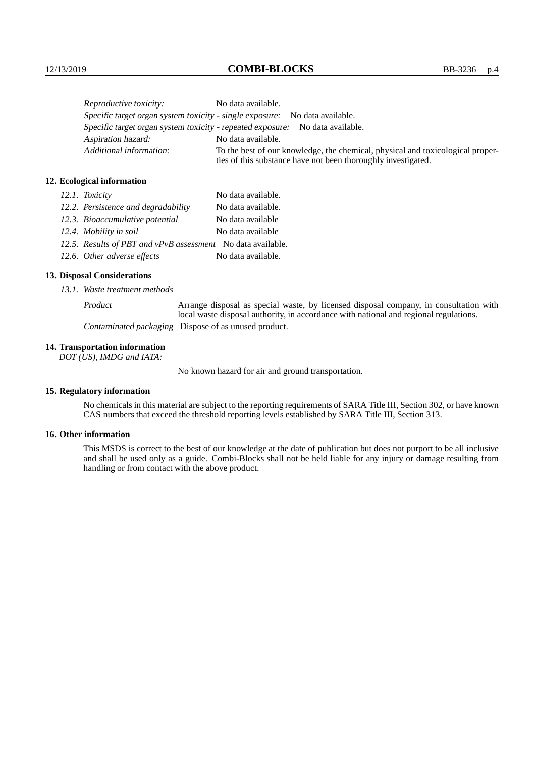| | |
|---|---|
| *Reproductive toxicity:* | No data available. |
| *Specific target organ system toxicity - single exposure:* | No data available. |
| *Specific target organ system toxicity - repeated exposure:* | No data available. |
| *Aspiration hazard:* | No data available. |
| *Additional information:* | To the best of our knowledge, the chemical, physical and toxicological properties of this substance have not been thoroughly investigated. |

## 12. Ecological information

| | |
|---|---|
| *12.1. Toxicity* | No data available. |
| *12.2. Persistence and degradability* | No data available. |
| *12.3. Bioaccumulative potential* | No data available |
| *12.4. Mobility in soil* | No data available |
| *12.5. Results of PBT and vPvB assessment* | No data available. |
| *12.6. Other adverse effects* | No data available. |

## 13. Disposal Considerations

*13.1. Waste treatment methods*

| | |
|---|---|
| *Product* | Arrange disposal as special waste, by licensed disposal company, in consultation with local waste disposal authority, in accordance with national and regional regulations. |
| *Contaminated packaging* | Dispose of as unused product. |

## 14. Transportation information

*DOT (US), IMDG and IATA:*

No known hazard for air and ground transportation.

## 15. Regulatory information

No chemicals in this material are subject to the reporting requirements of SARA Title III, Section 302, or have known CAS numbers that exceed the threshold reporting levels established by SARA Title III, Section 313.

## 16. Other information

This MSDS is correct to the best of our knowledge at the date of publication but does not purport to be all inclusive and shall be used only as a guide. Combi-Blocks shall not be held liable for any injury or damage resulting from handling or from contact with the above product.